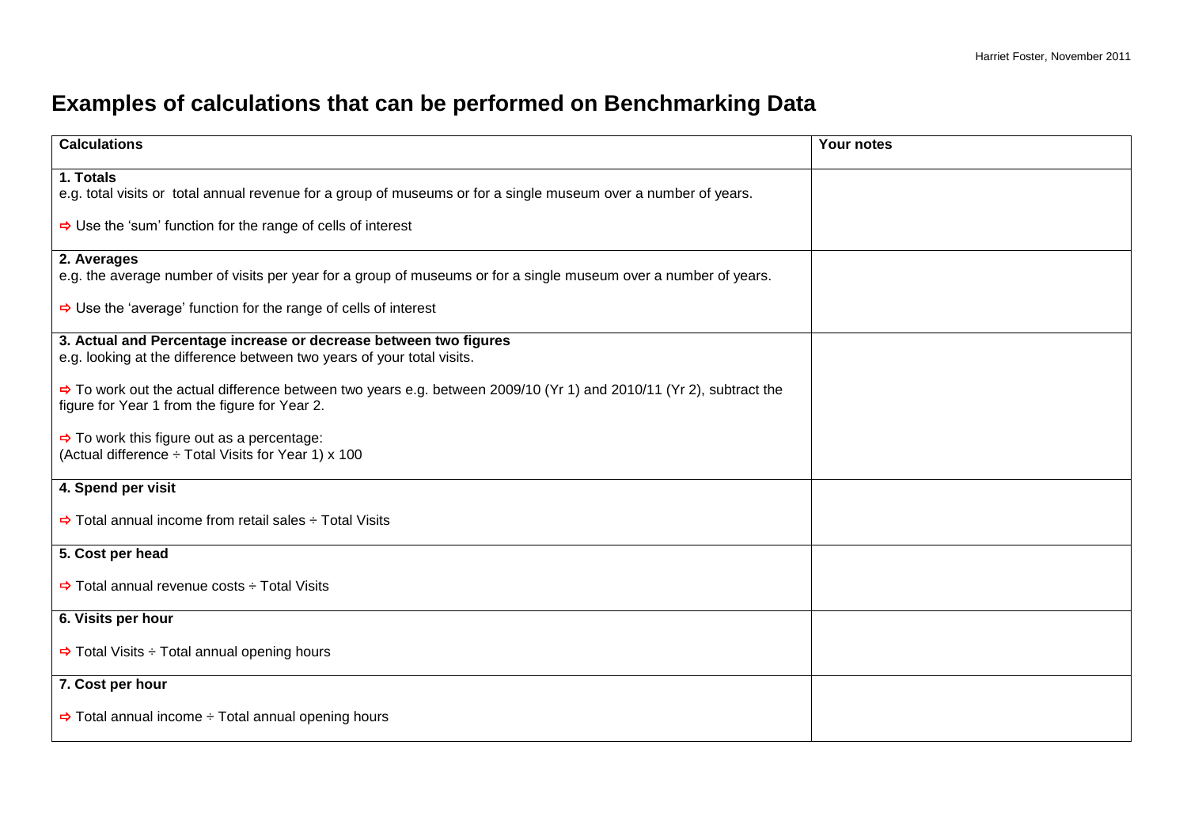# Examples of calculations that can be performed on Benchmarking Data

| Calculations | Your notes |
|---|---|
| **1. Totals**<br>e.g. total visits or total annual revenue for a group of museums or for a single museum over a number of years.<br><br>⇨ Use the 'sum' function for the range of cells of interest | |
| **2. Averages**<br>e.g. the average number of visits per year for a group of museums or for a single museum over a number of years.<br><br>⇨ Use the 'average' function for the range of cells of interest | |
| **3. Actual and Percentage increase or decrease between two figures**<br>e.g. looking at the difference between two years of your total visits.<br><br>⇨ To work out the actual difference between two years e.g. between 2009/10 (Yr 1) and 2010/11 (Yr 2), subtract the figure for Year 1 from the figure for Year 2.<br><br>⇨ To work this figure out as a percentage:<br>(Actual difference ÷ Total Visits for Year 1) x 100 | |
| **4. Spend per visit**<br><br>⇨ Total annual income from retail sales ÷ Total Visits | |
| **5. Cost per head**<br><br>⇨ Total annual revenue costs ÷ Total Visits | |
| **6. Visits per hour**<br><br>⇨ Total Visits ÷ Total annual opening hours | |
| **7. Cost per hour**<br><br>⇨ Total annual income ÷ Total annual opening hours | |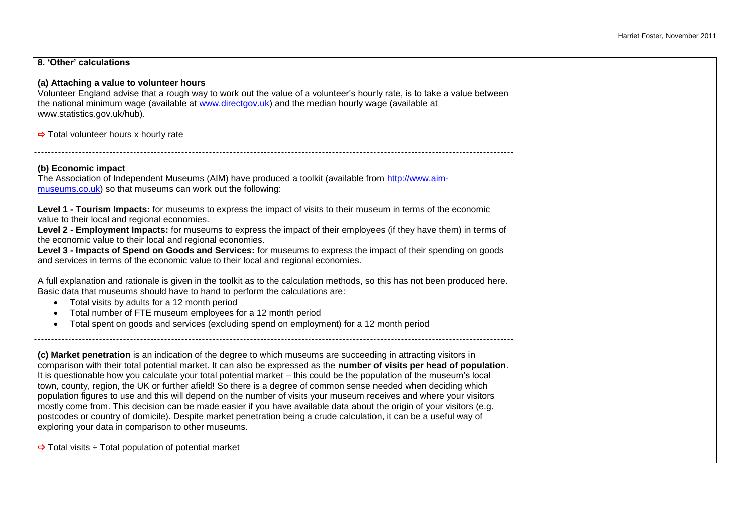## 8. 'Other' calculations

### (a) Attaching a value to volunteer hours

Volunteer England advise that a rough way to work out the value of a volunteer's hourly rate, is to take a value between the national minimum wage (available at www.directgov.uk) and the median hourly wage (available at www.statistics.gov.uk/hub).

⇨ Total volunteer hours x hourly rate

---

### (b) Economic impact

The Association of Independent Museums (AIM) have produced a toolkit (available from http://www.aim-museums.co.uk) so that museums can work out the following:

**Level 1 - Tourism Impacts:** for museums to express the impact of visits to their museum in terms of the economic value to their local and regional economies.
**Level 2 - Employment Impacts:** for museums to express the impact of their employees (if they have them) in terms of the economic value to their local and regional economies.
**Level 3 - Impacts of Spend on Goods and Services:** for museums to express the impact of their spending on goods and services in terms of the economic value to their local and regional economies.

A full explanation and rationale is given in the toolkit as to the calculation methods, so this has not been produced here. Basic data that museums should have to hand to perform the calculations are:

- Total visits by adults for a 12 month period
- Total number of FTE museum employees for a 12 month period
- Total spent on goods and services (excluding spend on employment) for a 12 month period

---

**(c) Market penetration** is an indication of the degree to which museums are succeeding in attracting visitors in comparison with their total potential market. It can also be expressed as the **number of visits per head of population**. It is questionable how you calculate your total potential market – this could be the population of the museum's local town, county, region, the UK or further afield! So there is a degree of common sense needed when deciding which population figures to use and this will depend on the number of visits your museum receives and where your visitors mostly come from. This decision can be made easier if you have available data about the origin of your visitors (e.g. postcodes or country of domicile). Despite market penetration being a crude calculation, it can be a useful way of exploring your data in comparison to other museums.

⇨ Total visits ÷ Total population of potential market